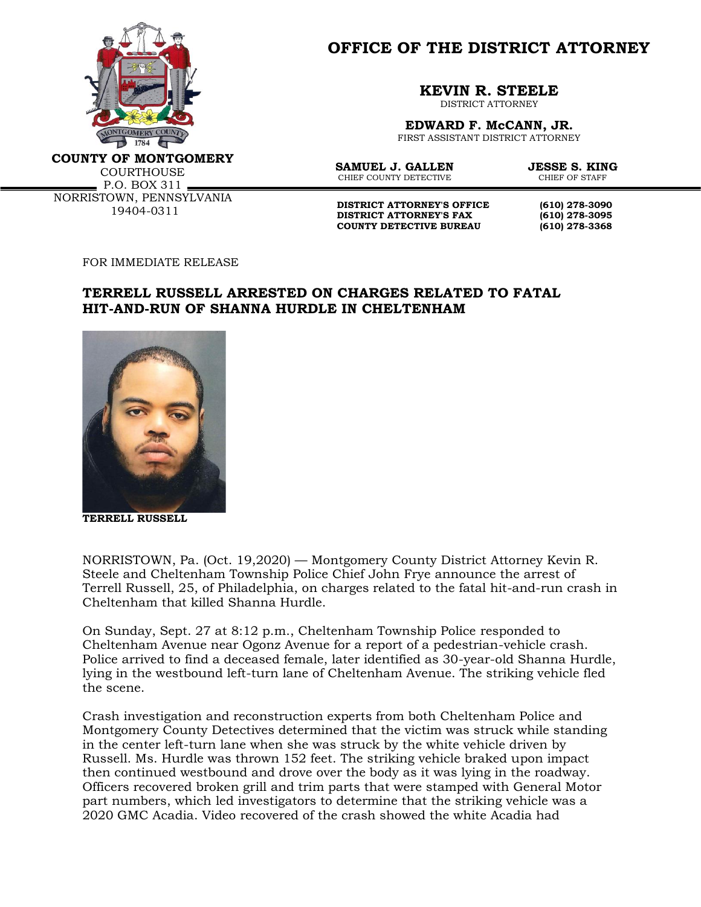# OFFICE OF THE DISTRICT ATTORNEY

**COUNTY OF MONTGOMERY**
COURTHOUSE
P.O. BOX 311
NORRISTOWN, PENNSYLVANIA
19404-0311

**KEVIN R. STEELE**
DISTRICT ATTORNEY

**EDWARD F. McCANN, JR.**
FIRST ASSISTANT DISTRICT ATTORNEY

**SAMUEL J. GALLEN**
CHIEF COUNTY DETECTIVE

**JESSE S. KING**
CHIEF OF STAFF

**DISTRICT ATTORNEY'S OFFICE** (610) 278-3090
**DISTRICT ATTORNEY'S FAX** (610) 278-3095
**COUNTY DETECTIVE BUREAU** (610) 278-3368

FOR IMMEDIATE RELEASE

## TERRELL RUSSELL ARRESTED ON CHARGES RELATED TO FATAL HIT-AND-RUN OF SHANNA HURDLE IN CHELTENHAM

**TERRELL RUSSELL**

NORRISTOWN, Pa. (Oct. 19,2020) — Montgomery County District Attorney Kevin R. Steele and Cheltenham Township Police Chief John Frye announce the arrest of Terrell Russell, 25, of Philadelphia, on charges related to the fatal hit-and-run crash in Cheltenham that killed Shanna Hurdle.

On Sunday, Sept. 27 at 8:12 p.m., Cheltenham Township Police responded to Cheltenham Avenue near Ogonz Avenue for a report of a pedestrian-vehicle crash. Police arrived to find a deceased female, later identified as 30-year-old Shanna Hurdle, lying in the westbound left-turn lane of Cheltenham Avenue. The striking vehicle fled the scene.

Crash investigation and reconstruction experts from both Cheltenham Police and Montgomery County Detectives determined that the victim was struck while standing in the center left-turn lane when she was struck by the white vehicle driven by Russell. Ms. Hurdle was thrown 152 feet. The striking vehicle braked upon impact then continued westbound and drove over the body as it was lying in the roadway. Officers recovered broken grill and trim parts that were stamped with General Motor part numbers, which led investigators to determine that the striking vehicle was a 2020 GMC Acadia. Video recovered of the crash showed the white Acadia had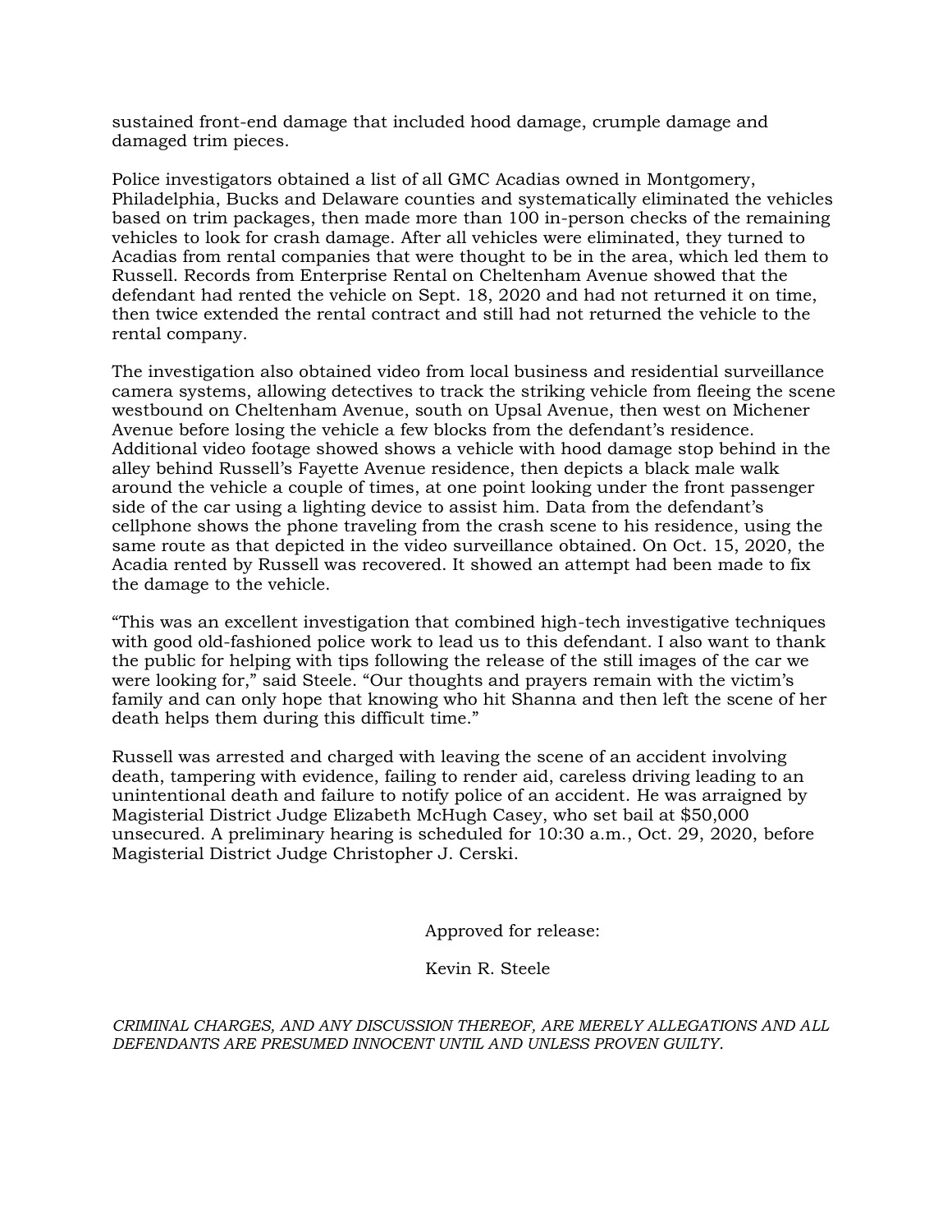sustained front-end damage that included hood damage, crumple damage and damaged trim pieces.

Police investigators obtained a list of all GMC Acadias owned in Montgomery, Philadelphia, Bucks and Delaware counties and systematically eliminated the vehicles based on trim packages, then made more than 100 in-person checks of the remaining vehicles to look for crash damage. After all vehicles were eliminated, they turned to Acadias from rental companies that were thought to be in the area, which led them to Russell. Records from Enterprise Rental on Cheltenham Avenue showed that the defendant had rented the vehicle on Sept. 18, 2020 and had not returned it on time, then twice extended the rental contract and still had not returned the vehicle to the rental company.

The investigation also obtained video from local business and residential surveillance camera systems, allowing detectives to track the striking vehicle from fleeing the scene westbound on Cheltenham Avenue, south on Upsal Avenue, then west on Michener Avenue before losing the vehicle a few blocks from the defendant's residence. Additional video footage showed shows a vehicle with hood damage stop behind in the alley behind Russell's Fayette Avenue residence, then depicts a black male walk around the vehicle a couple of times, at one point looking under the front passenger side of the car using a lighting device to assist him. Data from the defendant's cellphone shows the phone traveling from the crash scene to his residence, using the same route as that depicted in the video surveillance obtained. On Oct. 15, 2020, the Acadia rented by Russell was recovered. It showed an attempt had been made to fix the damage to the vehicle.

"This was an excellent investigation that combined high-tech investigative techniques with good old-fashioned police work to lead us to this defendant. I also want to thank the public for helping with tips following the release of the still images of the car we were looking for," said Steele. "Our thoughts and prayers remain with the victim's family and can only hope that knowing who hit Shanna and then left the scene of her death helps them during this difficult time."

Russell was arrested and charged with leaving the scene of an accident involving death, tampering with evidence, failing to render aid, careless driving leading to an unintentional death and failure to notify police of an accident. He was arraigned by Magisterial District Judge Elizabeth McHugh Casey, who set bail at $50,000 unsecured. A preliminary hearing is scheduled for 10:30 a.m., Oct. 29, 2020, before Magisterial District Judge Christopher J. Cerski.

Approved for release:

Kevin R. Steele

*CRIMINAL CHARGES, AND ANY DISCUSSION THEREOF, ARE MERELY ALLEGATIONS AND ALL DEFENDANTS ARE PRESUMED INNOCENT UNTIL AND UNLESS PROVEN GUILTY.*